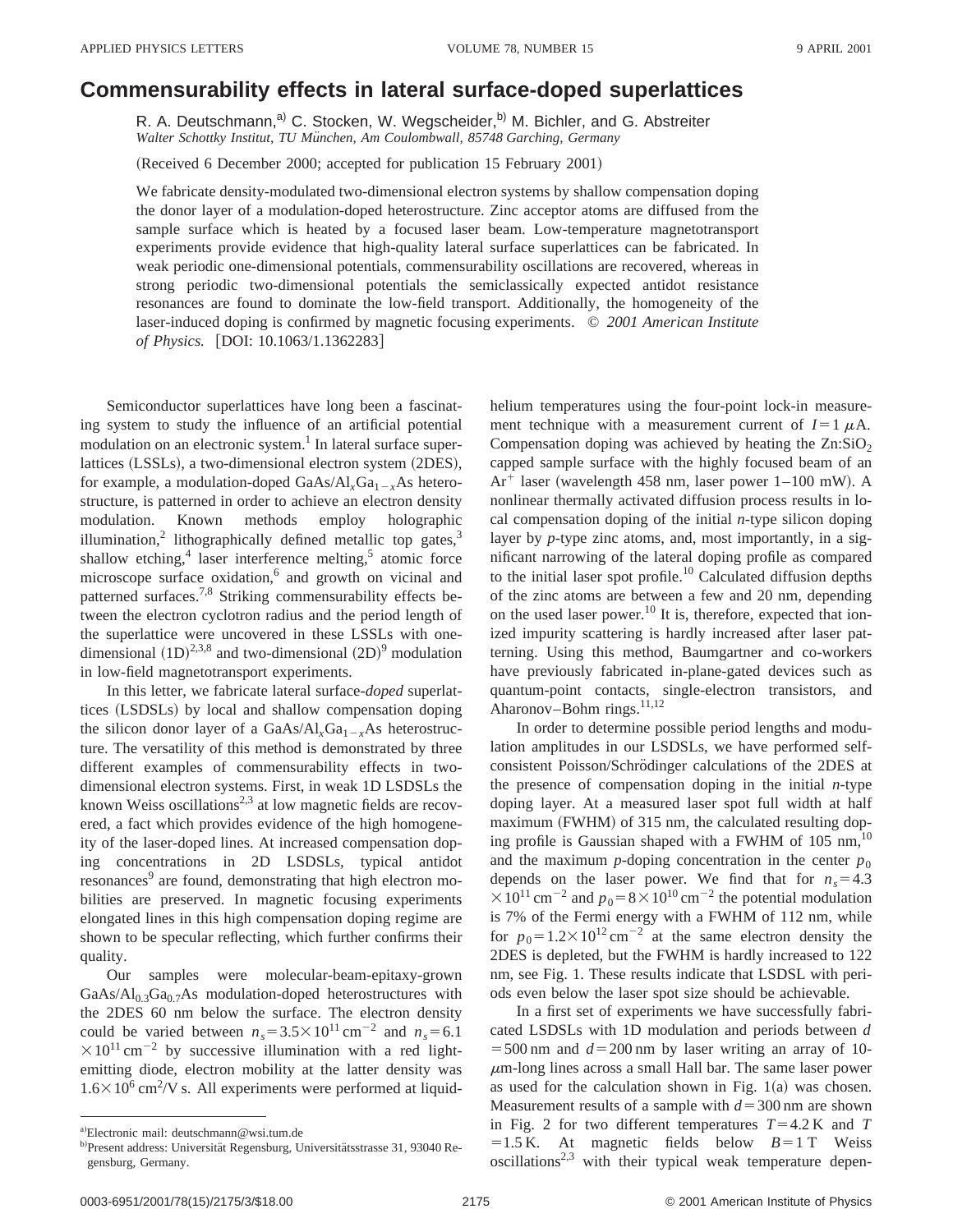# Commensurability effects in lateral surface-doped superlattices

R. A. Deutschmann,[a] C. Stocken, W. Wegscheider,[b] M. Bichler, and G. Abstreiter

*Walter Schottky Institut, TU München, Am Coulombwall, 85748 Garching, Germany*

(Received 6 December 2000; accepted for publication 15 February 2001)

We fabricate density-modulated two-dimensional electron systems by shallow compensation doping the donor layer of a modulation-doped heterostructure. Zinc acceptor atoms are diffused from the sample surface which is heated by a focused laser beam. Low-temperature magnetotransport experiments provide evidence that high-quality lateral surface superlattices can be fabricated. In weak periodic one-dimensional potentials, commensurability oscillations are recovered, whereas in strong periodic two-dimensional potentials the semiclassically expected antidot resistance resonances are found to dominate the low-field transport. Additionally, the homogeneity of the laser-induced doping is confirmed by magnetic focusing experiments. © *2001 American Institute of Physics.* [DOI: 10.1063/1.1362283]

Semiconductor superlattices have long been a fascinating system to study the influence of an artificial potential modulation on an electronic system.[1] In lateral surface superlattices (LSSLs), a two-dimensional electron system (2DES), for example, a modulation-doped GaAs/$Al_xGa_{1-x}As$ heterostructure, is patterned in order to achieve an electron density modulation. Known methods employ holographic illumination,[2] lithographically defined metallic top gates,[3] shallow etching,[4] laser interference melting,[5] atomic force microscope surface oxidation,[6] and growth on vicinal and patterned surfaces.[7,8] Striking commensurability effects between the electron cyclotron radius and the period length of the superlattice were uncovered in these LSSLs with one-dimensional (1D)[2,3,8] and two-dimensional (2D)[9] modulation in low-field magnetotransport experiments.

In this letter, we fabricate lateral surface-*doped* superlattices (LSDSLs) by local and shallow compensation doping the silicon donor layer of a GaAs/$Al_xGa_{1-x}As$ heterostructure. The versatility of this method is demonstrated by three different examples of commensurability effects in two-dimensional electron systems. First, in weak 1D LSDSLs the known Weiss oscillations[2,3] at low magnetic fields are recovered, a fact which provides evidence of the high homogeneity of the laser-doped lines. At increased compensation doping concentrations in 2D LSDSLs, typical antidot resonances[9] are found, demonstrating that high electron mobilities are preserved. In magnetic focusing experiments elongated lines in this high compensation doping regime are shown to be specular reflecting, which further confirms their quality.

Our samples were molecular-beam-epitaxy-grown GaAs/$Al_{0.3}Ga_{0.7}As$ modulation-doped heterostructures with the 2DES 60 nm below the surface. The electron density could be varied between $n_s=3.5\times10^{11}\,\mathrm{cm}^{-2}$ and $n_s=6.1\times10^{11}\,\mathrm{cm}^{-2}$ by successive illumination with a red light-emitting diode, electron mobility at the latter density was $1.6\times10^{6}\,\mathrm{cm}^2/\mathrm{V\,s}$. All experiments were performed at liquid-helium temperatures using the four-point lock-in measurement technique with a measurement current of $I=1\,\mu\mathrm{A}$. Compensation doping was achieved by heating the Zn:$SiO_2$ capped sample surface with the highly focused beam of an $Ar^+$ laser (wavelength 458 nm, laser power 1–100 mW). A nonlinear thermally activated diffusion process results in local compensation doping of the initial *n*-type silicon doping layer by *p*-type zinc atoms, and, most importantly, in a significant narrowing of the lateral doping profile as compared to the initial laser spot profile.[10] Calculated diffusion depths of the zinc atoms are between a few and 20 nm, depending on the used laser power.[10] It is, therefore, expected that ionized impurity scattering is hardly increased after laser patterning. Using this method, Baumgartner and co-workers have previously fabricated in-plane-gated devices such as quantum-point contacts, single-electron transistors, and Aharonov–Bohm rings.[11,12]

In order to determine possible period lengths and modulation amplitudes in our LSDSLs, we have performed self-consistent Poisson/Schrödinger calculations of the 2DES at the presence of compensation doping in the initial *n*-type doping layer. At a measured laser spot full width at half maximum (FWHM) of 315 nm, the calculated resulting doping profile is Gaussian shaped with a FWHM of 105 nm,[10] and the maximum *p*-doping concentration in the center $p_0$ depends on the laser power. We find that for $n_s=4.3\times10^{11}\,\mathrm{cm}^{-2}$ and $p_0=8\times10^{10}\,\mathrm{cm}^{-2}$ the potential modulation is 7% of the Fermi energy with a FWHM of 112 nm, while for $p_0=1.2\times10^{12}\,\mathrm{cm}^{-2}$ at the same electron density the 2DES is depleted, but the FWHM is hardly increased to 122 nm, see Fig. 1. These results indicate that LSDSL with periods even below the laser spot size should be achievable.

In a first set of experiments we have successfully fabricated LSDSLs with 1D modulation and periods between $d=500$ nm and $d=200$ nm by laser writing an array of 10-$\mu$m-long lines across a small Hall bar. The same laser power as used for the calculation shown in Fig. 1(a) was chosen. Measurement results of a sample with $d=300$ nm are shown in Fig. 2 for two different temperatures $T=4.2$ K and $T=1.5$ K. At magnetic fields below $B=1$ T Weiss oscillations[2,3] with their typical weak temperature depen-

---

[a] Electronic mail: deutschmann@wsi.tum.de

[b] Present address: Universität Regensburg, Universitätsstrasse 31, 93040 Regensburg, Germany.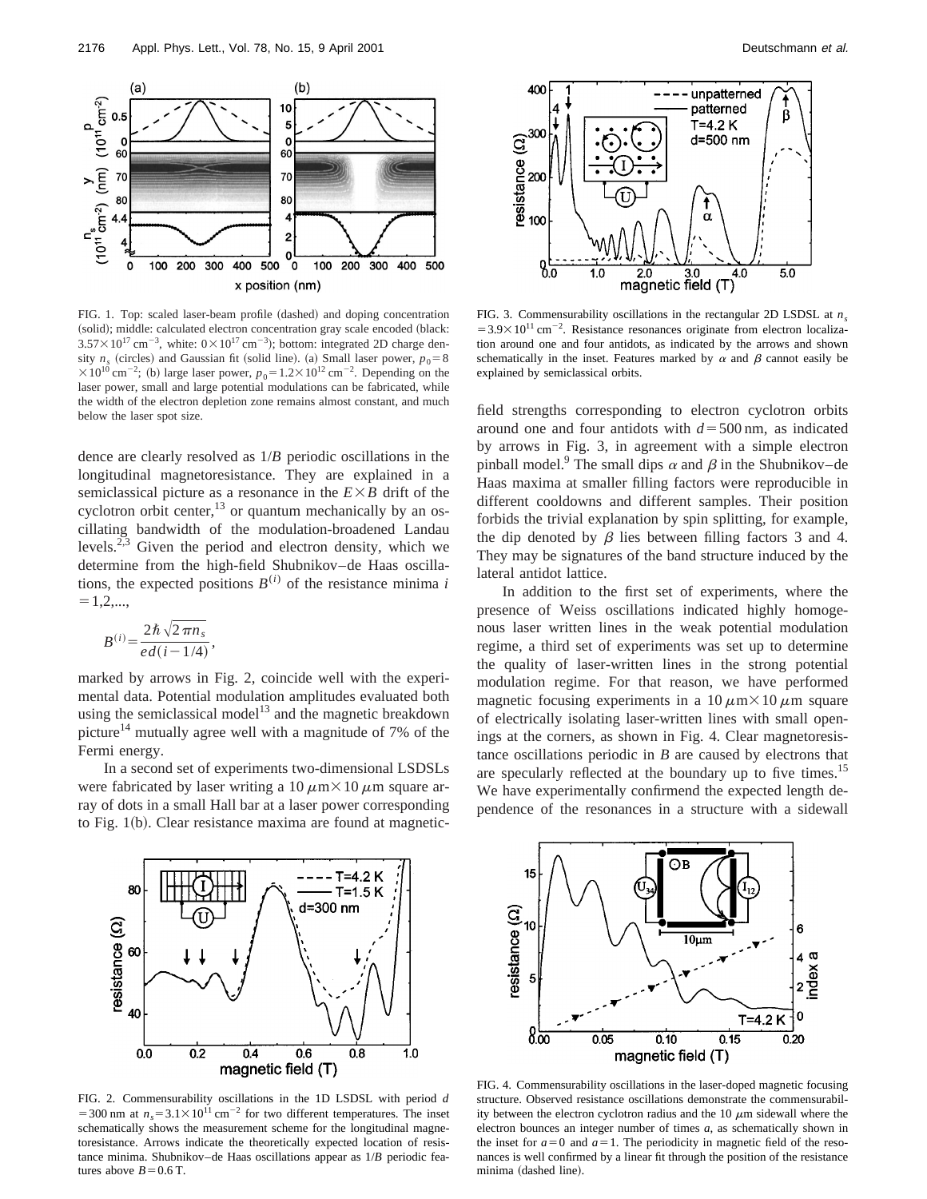FIG. 1. Top: scaled laser-beam profile (dashed) and doping concentration (solid); middle: calculated electron concentration gray scale encoded (black: $3.57\times10^{17}\,\mathrm{cm}^{-3}$, white: $0\times10^{17}\,\mathrm{cm}^{-3}$); bottom: integrated 2D charge density $n_s$ (circles) and Gaussian fit (solid line). (a) Small laser power, $p_0=8\times10^{10}\,\mathrm{cm}^{-2}$; (b) large laser power, $p_0=1.2\times10^{12}\,\mathrm{cm}^{-2}$. Depending on the laser power, small and large potential modulations can be fabricated, while the width of the electron depletion zone remains almost constant, and much below the laser spot size.

dence are clearly resolved as $1/B$ periodic oscillations in the longitudinal magnetoresistance. They are explained in a semiclassical picture as a resonance in the $E\times B$ drift of the cyclotron orbit center,[13] or quantum mechanically by an oscillating bandwidth of the modulation-broadened Landau levels.[2,3] Given the period and electron density, which we determine from the high-field Shubnikov–de Haas oscillations, the expected positions $B^{(i)}$ of the resistance minima $i=1,2,...,$

$$B^{(i)}=\frac{2\hbar\sqrt{2\pi n_s}}{ed(i-1/4)},$$

marked by arrows in Fig. 2, coincide well with the experimental data. Potential modulation amplitudes evaluated both using the semiclassical model[13] and the magnetic breakdown picture[14] mutually agree well with a magnitude of 7% of the Fermi energy.

In a second set of experiments two-dimensional LSDSLs were fabricated by laser writing a $10\,\mu\mathrm{m}\times10\,\mu\mathrm{m}$ square array of dots in a small Hall bar at a laser power corresponding to Fig. 1(b). Clear resistance maxima are found at magnetic-field strengths corresponding to electron cyclotron orbits around one and four antidots with $d=500\,\mathrm{nm}$, as indicated by arrows in Fig. 3, in agreement with a simple electron pinball model.[9] The small dips $\alpha$ and $\beta$ in the Shubnikov–de Haas maxima at smaller filling factors were reproducible in different cooldowns and different samples. Their position forbids the trivial explanation by spin splitting, for example, the dip denoted by $\beta$ lies between filling factors 3 and 4. They may be signatures of the band structure induced by the lateral antidot lattice.

In addition to the first set of experiments, where the presence of Weiss oscillations indicated highly homogeneous laser written lines in the weak potential modulation regime, a third set of experiments was set up to determine the quality of laser-written lines in the strong potential modulation regime. For that reason, we have performed magnetic focusing experiments in a $10\,\mu\mathrm{m}\times10\,\mu\mathrm{m}$ square of electrically isolating laser-written lines with small openings at the corners, as shown in Fig. 4. Clear magnetoresistance oscillations periodic in $B$ are caused by electrons that are specularly reflected at the boundary up to five times.[15] We have experimentally confirmend the expected length dependence of the resonances in a structure with a sidewall

FIG. 2. Commensurability oscillations in the 1D LSDSL with period $d=300\,\mathrm{nm}$ at $n_s=3.1\times10^{11}\,\mathrm{cm}^{-2}$ for two different temperatures. The inset schematically shows the measurement scheme for the longitudinal magnetoresistance. Arrows indicate the theoretically expected location of resistance minima. Shubnikov–de Haas oscillations appear as $1/B$ periodic features above $B=0.6\,\mathrm{T}$.

FIG. 3. Commensurability oscillations in the rectangular 2D LSDSL at $n_s=3.9\times10^{11}\,\mathrm{cm}^{-2}$. Resistance resonances originate from electron localization around one and four antidots, as indicated by the arrows and shown schematically in the inset. Features marked by $\alpha$ and $\beta$ cannot easily be explained by semiclassical orbits.

FIG. 4. Commensurability oscillations in the laser-doped magnetic focusing structure. Observed resistance oscillations demonstrate the commensurability between the electron cyclotron radius and the $10\,\mu\mathrm{m}$ sidewall where the electron bounces an integer number of times $a$, as schematically shown in the inset for $a=0$ and $a=1$. The periodicity in magnetic field of the resonances is well confirmed by a linear fit through the position of the resistance minima (dashed line).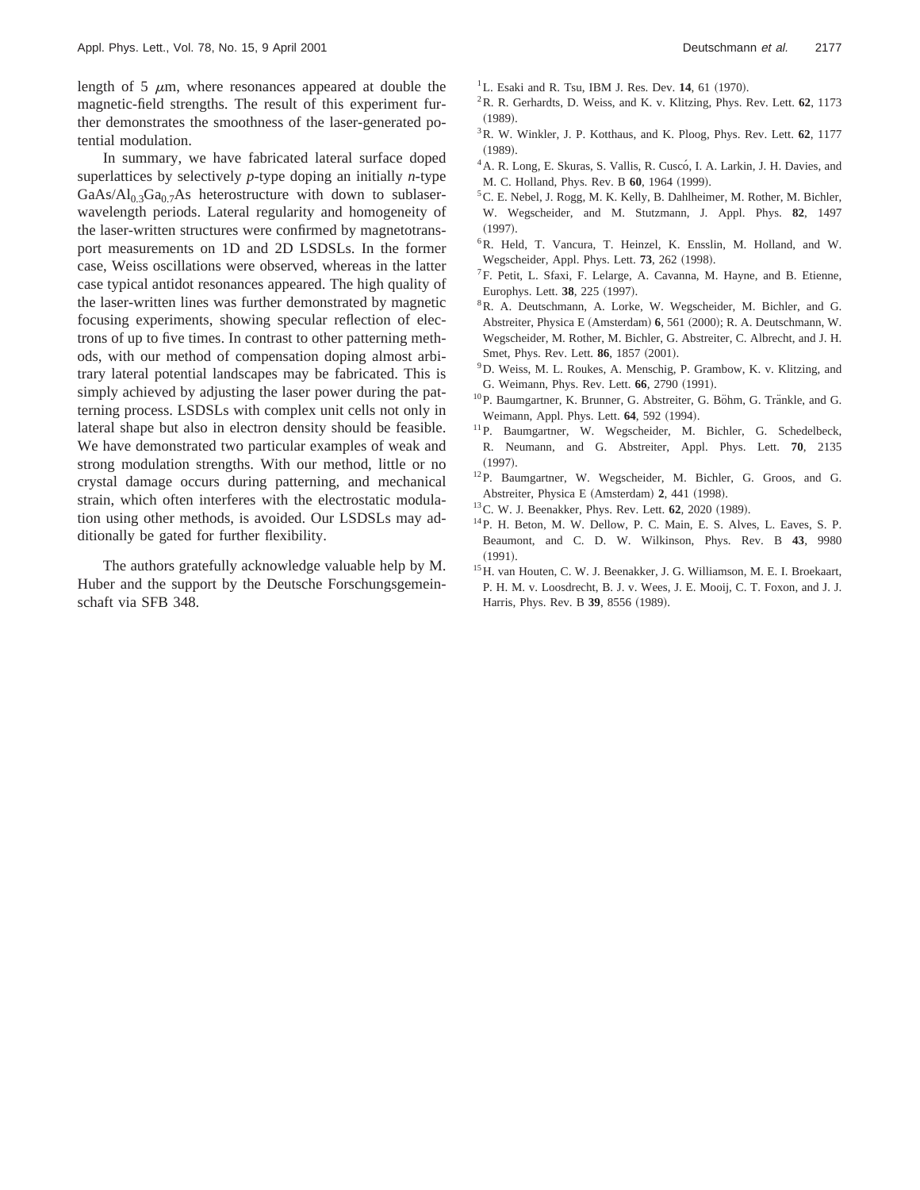length of 5 $\mu$m, where resonances appeared at double the magnetic-field strengths. The result of this experiment further demonstrates the smoothness of the laser-generated potential modulation.

In summary, we have fabricated lateral surface doped superlattices by selectively *p*-type doping an initially *n*-type GaAs/$Al_{0.3}Ga_{0.7}As$ heterostructure with down to sublaser-wavelength periods. Lateral regularity and homogeneity of the laser-written structures were confirmed by magnetotransport measurements on 1D and 2D LSDSLs. In the former case, Weiss oscillations were observed, whereas in the latter case typical antidot resonances appeared. The high quality of the laser-written lines was further demonstrated by magnetic focusing experiments, showing specular reflection of electrons of up to five times. In contrast to other patterning methods, with our method of compensation doping almost arbitrary lateral potential landscapes may be fabricated. This is simply achieved by adjusting the laser power during the patterning process. LSDSLs with complex unit cells not only in lateral shape but also in electron density should be feasible. We have demonstrated two particular examples of weak and strong modulation strengths. With our method, little or no crystal damage occurs during patterning, and mechanical strain, which often interferes with the electrostatic modulation using other methods, is avoided. Our LSDSLs may additionally be gated for further flexibility.

The authors gratefully acknowledge valuable help by M. Huber and the support by the Deutsche Forschungsgemeinschaft via SFB 348.

[1] L. Esaki and R. Tsu, IBM J. Res. Dev. **14**, 61 (1970).

[2] R. R. Gerhardts, D. Weiss, and K. v. Klitzing, Phys. Rev. Lett. **62**, 1173 (1989).

[3] R. W. Winkler, J. P. Kotthaus, and K. Ploog, Phys. Rev. Lett. **62**, 1177 (1989).

[4] A. R. Long, E. Skuras, S. Vallis, R. Cuscó, I. A. Larkin, J. H. Davies, and M. C. Holland, Phys. Rev. B **60**, 1964 (1999).

[5] C. E. Nebel, J. Rogg, M. K. Kelly, B. Dahlheimer, M. Rother, M. Bichler, W. Wegscheider, and M. Stutzmann, J. Appl. Phys. **82**, 1497 (1997).

[6] R. Held, T. Vancura, T. Heinzel, K. Ensslin, M. Holland, and W. Wegscheider, Appl. Phys. Lett. **73**, 262 (1998).

[7] F. Petit, L. Sfaxi, F. Lelarge, A. Cavanna, M. Hayne, and B. Etienne, Europhys. Lett. **38**, 225 (1997).

[8] R. A. Deutschmann, A. Lorke, W. Wegscheider, M. Bichler, and G. Abstreiter, Physica E (Amsterdam) **6**, 561 (2000); R. A. Deutschmann, W. Wegscheider, M. Rother, M. Bichler, G. Abstreiter, C. Albrecht, and J. H. Smet, Phys. Rev. Lett. **86**, 1857 (2001).

[9] D. Weiss, M. L. Roukes, A. Menschig, P. Grambow, K. v. Klitzing, and G. Weimann, Phys. Rev. Lett. **66**, 2790 (1991).

[10] P. Baumgartner, K. Brunner, G. Abstreiter, G. Böhm, G. Tränkle, and G. Weimann, Appl. Phys. Lett. **64**, 592 (1994).

[11] P. Baumgartner, W. Wegscheider, M. Bichler, G. Schedelbeck, R. Neumann, and G. Abstreiter, Appl. Phys. Lett. **70**, 2135 (1997).

[12] P. Baumgartner, W. Wegscheider, M. Bichler, G. Groos, and G. Abstreiter, Physica E (Amsterdam) **2**, 441 (1998).

[13] C. W. J. Beenakker, Phys. Rev. Lett. **62**, 2020 (1989).

[14] P. H. Beton, M. W. Dellow, P. C. Main, E. S. Alves, L. Eaves, S. P. Beaumont, and C. D. W. Wilkinson, Phys. Rev. B **43**, 9980 (1991).

[15] H. van Houten, C. W. J. Beenakker, J. G. Williamson, M. E. I. Broekaart, P. H. M. v. Loosdrecht, B. J. v. Wees, J. E. Mooij, C. T. Foxon, and J. J. Harris, Phys. Rev. B **39**, 8556 (1989).